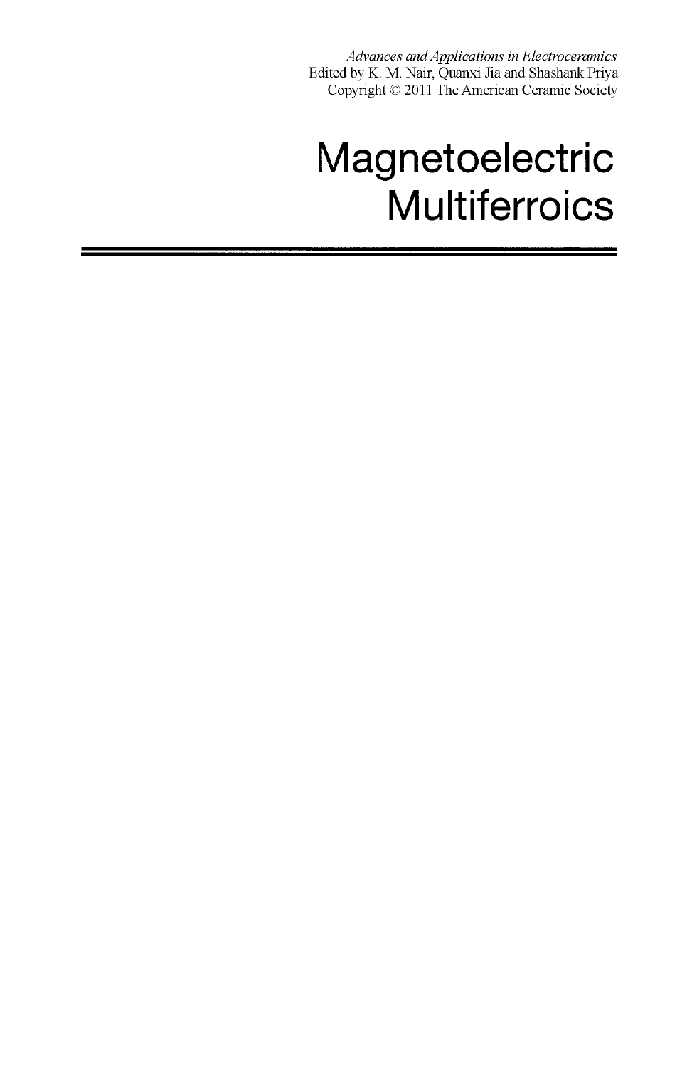*Advances and Applications in Electroceramics*
Edited by K. M. Nair, Quanxi Jia and Shashank Priya
Copyright © 2011 The American Ceramic Society

# Magnetoelectric Multiferroics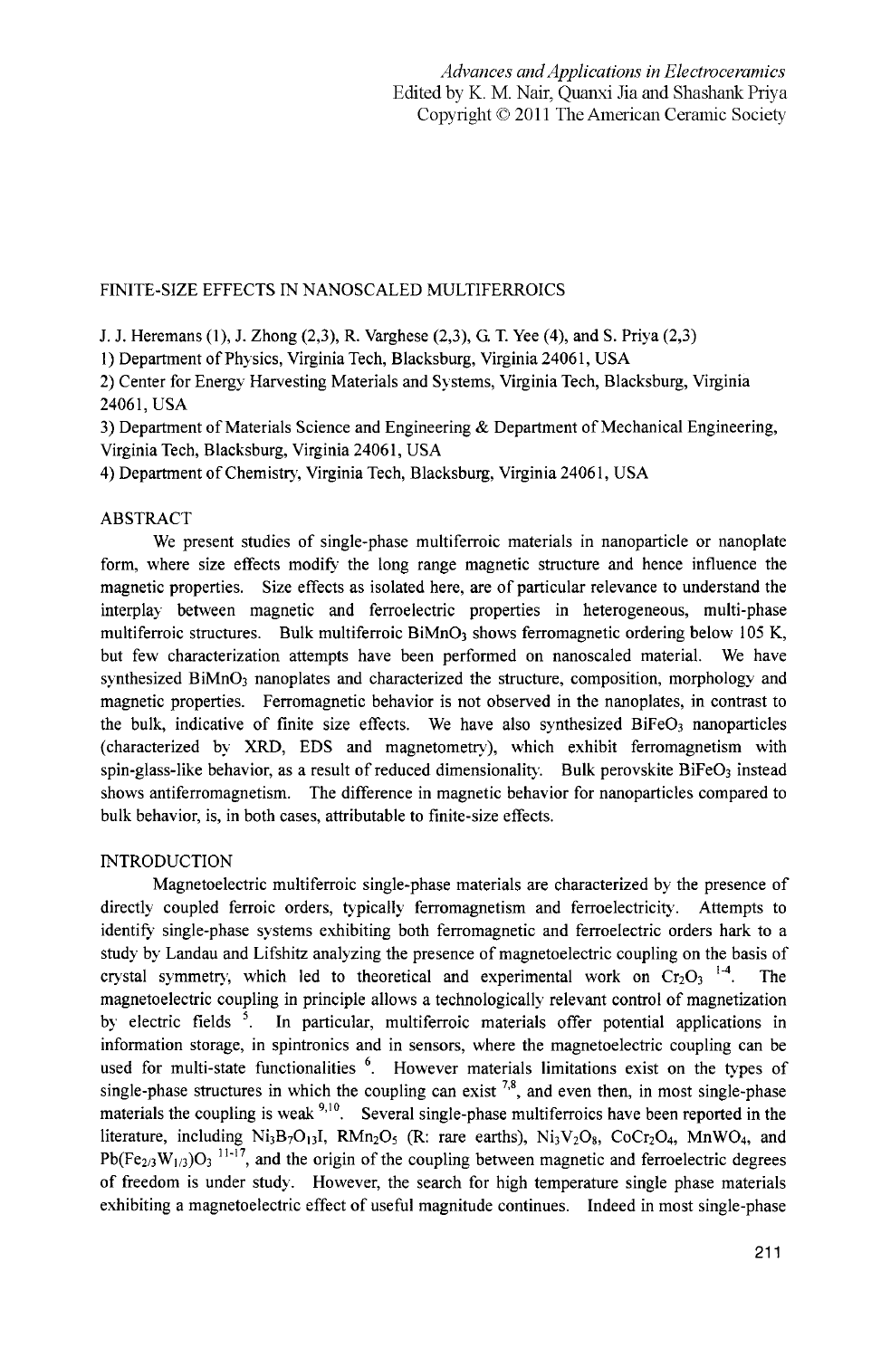*Advances and Applications in Electroceramics*
Edited by K. M. Nair, Quanxi Jia and Shashank Priya
Copyright © 2011 The American Ceramic Society

# FINITE-SIZE EFFECTS IN NANOSCALED MULTIFERROICS

J. J. Heremans (1), J. Zhong (2,3), R. Varghese (2,3), G. T. Yee (4), and S. Priya (2,3)

1) Department of Physics, Virginia Tech, Blacksburg, Virginia 24061, USA
2) Center for Energy Harvesting Materials and Systems, Virginia Tech, Blacksburg, Virginia 24061, USA
3) Department of Materials Science and Engineering & Department of Mechanical Engineering, Virginia Tech, Blacksburg, Virginia 24061, USA
4) Department of Chemistry, Virginia Tech, Blacksburg, Virginia 24061, USA

## ABSTRACT

We present studies of single-phase multiferroic materials in nanoparticle or nanoplate form, where size effects modify the long range magnetic structure and hence influence the magnetic properties. Size effects as isolated here, are of particular relevance to understand the interplay between magnetic and ferroelectric properties in heterogeneous, multi-phase multiferroic structures. Bulk multiferroic $BiMnO_3$ shows ferromagnetic ordering below 105 K, but few characterization attempts have been performed on nanoscaled material. We have synthesized $BiMnO_3$ nanoplates and characterized the structure, composition, morphology and magnetic properties. Ferromagnetic behavior is not observed in the nanoplates, in contrast to the bulk, indicative of finite size effects. We have also synthesized $BiFeO_3$ nanoparticles (characterized by XRD, EDS and magnetometry), which exhibit ferromagnetism with spin-glass-like behavior, as a result of reduced dimensionality. Bulk perovskite $BiFeO_3$ instead shows antiferromagnetism. The difference in magnetic behavior for nanoparticles compared to bulk behavior, is, in both cases, attributable to finite-size effects.

## INTRODUCTION

Magnetoelectric multiferroic single-phase materials are characterized by the presence of directly coupled ferroic orders, typically ferromagnetism and ferroelectricity. Attempts to identify single-phase systems exhibiting both ferromagnetic and ferroelectric orders hark to a study by Landau and Lifshitz analyzing the presence of magnetoelectric coupling on the basis of crystal symmetry, which led to theoretical and experimental work on $Cr_2O_3$ [1-4]. The magnetoelectric coupling in principle allows a technologically relevant control of magnetization by electric fields [5]. In particular, multiferroic materials offer potential applications in information storage, in spintronics and in sensors, where the magnetoelectric coupling can be used for multi-state functionalities [6]. However materials limitations exist on the types of single-phase structures in which the coupling can exist [7,8], and even then, in most single-phase materials the coupling is weak [9,10]. Several single-phase multiferroics have been reported in the literature, including $Ni_3B_7O_{13}I$, $RMn_2O_5$ (R: rare earths), $Ni_3V_2O_8$, $CoCr_2O_4$, $MnWO_4$, and $Pb(Fe_{2/3}W_{1/3})O_3$ [11-17], and the origin of the coupling between magnetic and ferroelectric degrees of freedom is under study. However, the search for high temperature single phase materials exhibiting a magnetoelectric effect of useful magnitude continues. Indeed in most single-phase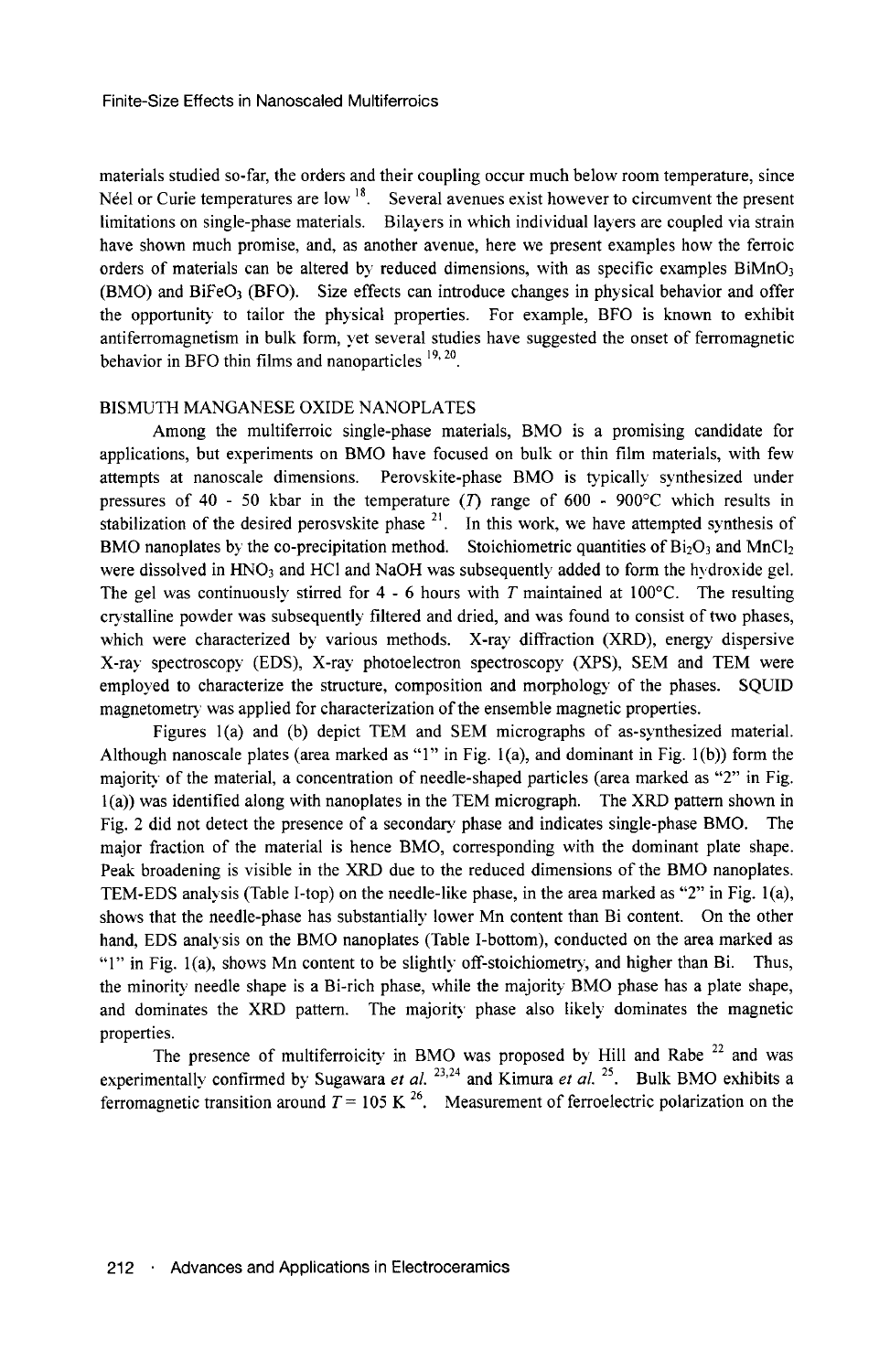materials studied so-far, the orders and their coupling occur much below room temperature, since Néel or Curie temperatures are low [18]. Several avenues exist however to circumvent the present limitations on single-phase materials. Bilayers in which individual layers are coupled via strain have shown much promise, and, as another avenue, here we present examples how the ferroic orders of materials can be altered by reduced dimensions, with as specific examples $BiMnO_3$ (BMO) and $BiFeO_3$ (BFO). Size effects can introduce changes in physical behavior and offer the opportunity to tailor the physical properties. For example, BFO is known to exhibit antiferromagnetism in bulk form, yet several studies have suggested the onset of ferromagnetic behavior in BFO thin films and nanoparticles [19, 20].

## BISMUTH MANGANESE OXIDE NANOPLATES

Among the multiferroic single-phase materials, BMO is a promising candidate for applications, but experiments on BMO have focused on bulk or thin film materials, with few attempts at nanoscale dimensions. Perovskite-phase BMO is typically synthesized under pressures of 40 - 50 kbar in the temperature ($T$) range of 600 - 900°C which results in stabilization of the desired perosvskite phase [21]. In this work, we have attempted synthesis of BMO nanoplates by the co-precipitation method. Stoichiometric quantities of $Bi_2O_3$ and $MnCl_2$ were dissolved in $HNO_3$ and HCl and NaOH was subsequently added to form the hydroxide gel. The gel was continuously stirred for 4 - 6 hours with $T$ maintained at 100°C. The resulting crystalline powder was subsequently filtered and dried, and was found to consist of two phases, which were characterized by various methods. X-ray diffraction (XRD), energy dispersive X-ray spectroscopy (EDS), X-ray photoelectron spectroscopy (XPS), SEM and TEM were employed to characterize the structure, composition and morphology of the phases. SQUID magnetometry was applied for characterization of the ensemble magnetic properties.

Figures 1(a) and (b) depict TEM and SEM micrographs of as-synthesized material. Although nanoscale plates (area marked as "1" in Fig. 1(a), and dominant in Fig. 1(b)) form the majority of the material, a concentration of needle-shaped particles (area marked as "2" in Fig. 1(a)) was identified along with nanoplates in the TEM micrograph. The XRD pattern shown in Fig. 2 did not detect the presence of a secondary phase and indicates single-phase BMO. The major fraction of the material is hence BMO, corresponding with the dominant plate shape. Peak broadening is visible in the XRD due to the reduced dimensions of the BMO nanoplates. TEM-EDS analysis (Table I-top) on the needle-like phase, in the area marked as "2" in Fig. 1(a), shows that the needle-phase has substantially lower Mn content than Bi content. On the other hand, EDS analysis on the BMO nanoplates (Table I-bottom), conducted on the area marked as "1" in Fig. 1(a), shows Mn content to be slightly off-stoichiometry, and higher than Bi. Thus, the minority needle shape is a Bi-rich phase, while the majority BMO phase has a plate shape, and dominates the XRD pattern. The majority phase also likely dominates the magnetic properties.

The presence of multiferroicity in BMO was proposed by Hill and Rabe [22] and was experimentally confirmed by Sugawara *et al.* [23,24] and Kimura *et al.* [25]. Bulk BMO exhibits a ferromagnetic transition around $T = 105$ K [26]. Measurement of ferroelectric polarization on the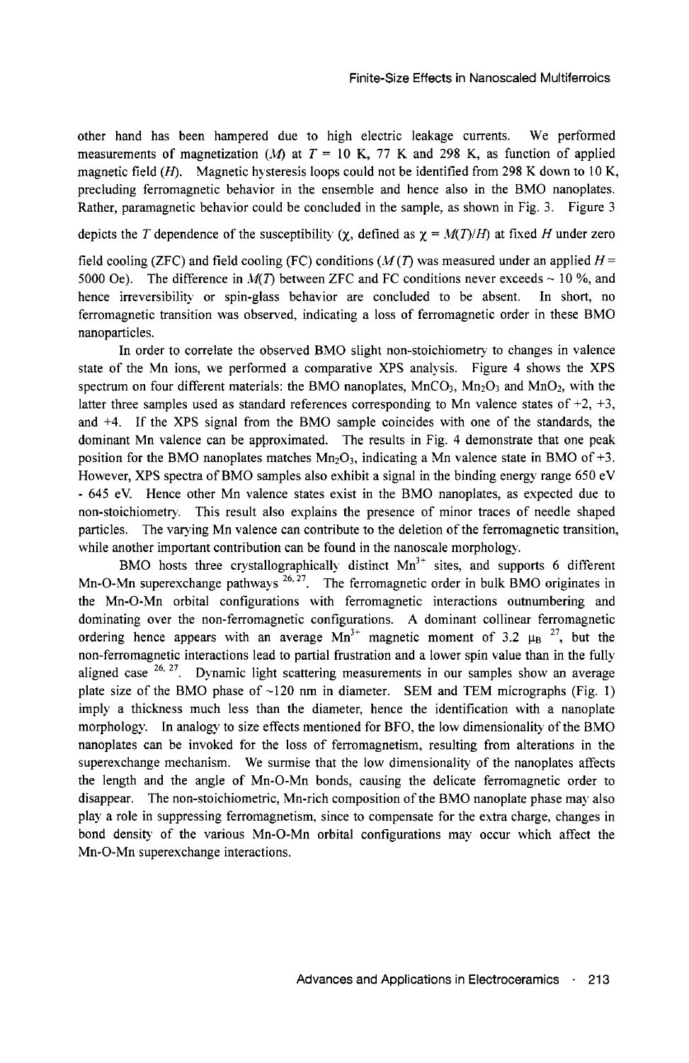other hand has been hampered due to high electric leakage currents. We performed measurements of magnetization ($M$) at $T$ = 10 K, 77 K and 298 K, as function of applied magnetic field ($H$). Magnetic hysteresis loops could not be identified from 298 K down to 10 K, precluding ferromagnetic behavior in the ensemble and hence also in the BMO nanoplates. Rather, paramagnetic behavior could be concluded in the sample, as shown in Fig. 3. Figure 3 depicts the $T$ dependence of the susceptibility ($\chi$, defined as $\chi = M(T)/H$) at fixed $H$ under zero field cooling (ZFC) and field cooling (FC) conditions ($M(T)$ was measured under an applied $H$ = 5000 Oe). The difference in $M(T)$ between ZFC and FC conditions never exceeds ~ 10 %, and hence irreversibility or spin-glass behavior are concluded to be absent. In short, no ferromagnetic transition was observed, indicating a loss of ferromagnetic order in these BMO nanoparticles.

In order to correlate the observed BMO slight non-stoichiometry to changes in valence state of the Mn ions, we performed a comparative XPS analysis. Figure 4 shows the XPS spectrum on four different materials: the BMO nanoplates, $MnCO_3$, $Mn_2O_3$ and $MnO_2$, with the latter three samples used as standard references corresponding to Mn valence states of +2, +3, and +4. If the XPS signal from the BMO sample coincides with one of the standards, the dominant Mn valence can be approximated. The results in Fig. 4 demonstrate that one peak position for the BMO nanoplates matches $Mn_2O_3$, indicating a Mn valence state in BMO of +3. However, XPS spectra of BMO samples also exhibit a signal in the binding energy range 650 eV - 645 eV. Hence other Mn valence states exist in the BMO nanoplates, as expected due to non-stoichiometry. This result also explains the presence of minor traces of needle shaped particles. The varying Mn valence can contribute to the deletion of the ferromagnetic transition, while another important contribution can be found in the nanoscale morphology.

BMO hosts three crystallographically distinct $Mn^{3+}$ sites, and supports 6 different Mn-O-Mn superexchange pathways [26, 27]. The ferromagnetic order in bulk BMO originates in the Mn-O-Mn orbital configurations with ferromagnetic interactions outnumbering and dominating over the non-ferromagnetic configurations. A dominant collinear ferromagnetic ordering hence appears with an average $Mn^{3+}$ magnetic moment of 3.2 $\mu_B$ [27], but the non-ferromagnetic interactions lead to partial frustration and a lower spin value than in the fully aligned case [26, 27]. Dynamic light scattering measurements in our samples show an average plate size of the BMO phase of ~120 nm in diameter. SEM and TEM micrographs (Fig. 1) imply a thickness much less than the diameter, hence the identification with a nanoplate morphology. In analogy to size effects mentioned for BFO, the low dimensionality of the BMO nanoplates can be invoked for the loss of ferromagnetism, resulting from alterations in the superexchange mechanism. We surmise that the low dimensionality of the nanoplates affects the length and the angle of Mn-O-Mn bonds, causing the delicate ferromagnetic order to disappear. The non-stoichiometric, Mn-rich composition of the BMO nanoplate phase may also play a role in suppressing ferromagnetism, since to compensate for the extra charge, changes in bond density of the various Mn-O-Mn orbital configurations may occur which affect the Mn-O-Mn superexchange interactions.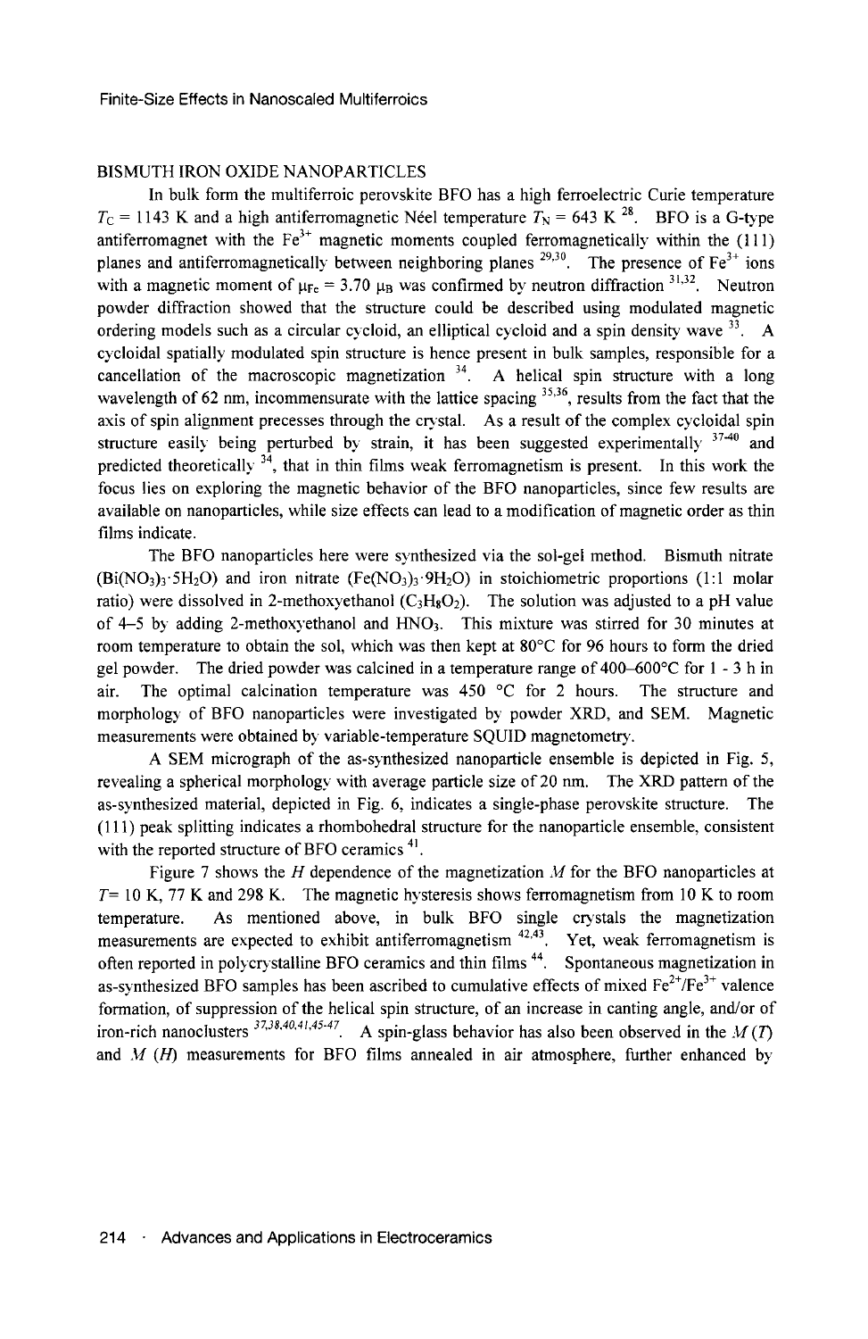## BISMUTH IRON OXIDE NANOPARTICLES

In bulk form the multiferroic perovskite BFO has a high ferroelectric Curie temperature $T_C = 1143$ K and a high antiferromagnetic Néel temperature $T_N = 643$ K [28]. BFO is a G-type antiferromagnet with the $Fe^{3+}$ magnetic moments coupled ferromagnetically within the (111) planes and antiferromagnetically between neighboring planes [29,30]. The presence of $Fe^{3+}$ ions with a magnetic moment of $\mu_{Fe} = 3.70$ $\mu_B$ was confirmed by neutron diffraction [31,32]. Neutron powder diffraction showed that the structure could be described using modulated magnetic ordering models such as a circular cycloid, an elliptical cycloid and a spin density wave [33]. A cycloidal spatially modulated spin structure is hence present in bulk samples, responsible for a cancellation of the macroscopic magnetization [34]. A helical spin structure with a long wavelength of 62 nm, incommensurate with the lattice spacing [35,36], results from the fact that the axis of spin alignment precesses through the crystal. As a result of the complex cycloidal spin structure easily being perturbed by strain, it has been suggested experimentally [37-40] and predicted theoretically [34], that in thin films weak ferromagnetism is present. In this work the focus lies on exploring the magnetic behavior of the BFO nanoparticles, since few results are available on nanoparticles, while size effects can lead to a modification of magnetic order as thin films indicate.

The BFO nanoparticles here were synthesized via the sol-gel method. Bismuth nitrate ($Bi(NO_3)_3 \cdot 5H_2O$) and iron nitrate ($Fe(NO_3)_3 \cdot 9H_2O$) in stoichiometric proportions (1:1 molar ratio) were dissolved in 2-methoxyethanol ($C_3H_8O_2$). The solution was adjusted to a pH value of 4–5 by adding 2-methoxyethanol and $HNO_3$. This mixture was stirred for 30 minutes at room temperature to obtain the sol, which was then kept at 80°C for 96 hours to form the dried gel powder. The dried powder was calcined in a temperature range of 400–600°C for 1 - 3 h in air. The optimal calcination temperature was 450 °C for 2 hours. The structure and morphology of BFO nanoparticles were investigated by powder XRD, and SEM. Magnetic measurements were obtained by variable-temperature SQUID magnetometry.

A SEM micrograph of the as-synthesized nanoparticle ensemble is depicted in Fig. 5, revealing a spherical morphology with average particle size of 20 nm. The XRD pattern of the as-synthesized material, depicted in Fig. 6, indicates a single-phase perovskite structure. The (111) peak splitting indicates a rhombohedral structure for the nanoparticle ensemble, consistent with the reported structure of BFO ceramics [41].

Figure 7 shows the $H$ dependence of the magnetization $M$ for the BFO nanoparticles at $T$= 10 K, 77 K and 298 K. The magnetic hysteresis shows ferromagnetism from 10 K to room temperature. As mentioned above, in bulk BFO single crystals the magnetization measurements are expected to exhibit antiferromagnetism [42,43]. Yet, weak ferromagnetism is often reported in polycrystalline BFO ceramics and thin films [44]. Spontaneous magnetization in as-synthesized BFO samples has been ascribed to cumulative effects of mixed $Fe^{2+}/Fe^{3+}$ valence formation, of suppression of the helical spin structure, of an increase in canting angle, and/or of iron-rich nanoclusters [37,38,40,41,45-47]. A spin-glass behavior has also been observed in the $M(T)$ and $M(H)$ measurements for BFO films annealed in air atmosphere, further enhanced by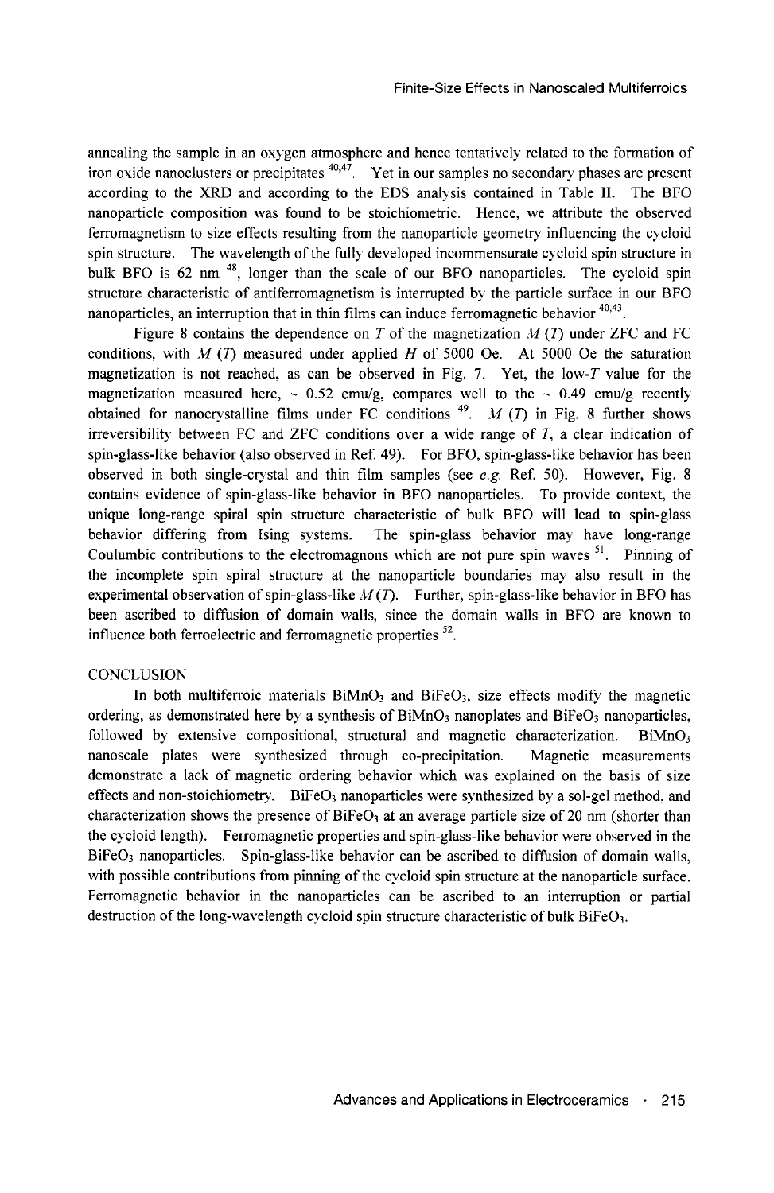annealing the sample in an oxygen atmosphere and hence tentatively related to the formation of iron oxide nanoclusters or precipitates [40,47]. Yet in our samples no secondary phases are present according to the XRD and according to the EDS analysis contained in Table II. The BFO nanoparticle composition was found to be stoichiometric. Hence, we attribute the observed ferromagnetism to size effects resulting from the nanoparticle geometry influencing the cycloid spin structure. The wavelength of the fully developed incommensurate cycloid spin structure in bulk BFO is 62 nm [48], longer than the scale of our BFO nanoparticles. The cycloid spin structure characteristic of antiferromagnetism is interrupted by the particle surface in our BFO nanoparticles, an interruption that in thin films can induce ferromagnetic behavior [40,43].

Figure 8 contains the dependence on $T$ of the magnetization $M(T)$ under ZFC and FC conditions, with $M(T)$ measured under applied $H$ of 5000 Oe. At 5000 Oe the saturation magnetization is not reached, as can be observed in Fig. 7. Yet, the low-$T$ value for the magnetization measured here, ~ 0.52 emu/g, compares well to the ~ 0.49 emu/g recently obtained for nanocrystalline films under FC conditions [49]. $M(T)$ in Fig. 8 further shows irreversibility between FC and ZFC conditions over a wide range of $T$, a clear indication of spin-glass-like behavior (also observed in Ref. 49). For BFO, spin-glass-like behavior has been observed in both single-crystal and thin film samples (see *e.g.* Ref. 50). However, Fig. 8 contains evidence of spin-glass-like behavior in BFO nanoparticles. To provide context, the unique long-range spiral spin structure characteristic of bulk BFO will lead to spin-glass behavior differing from Ising systems. The spin-glass behavior may have long-range Coulumbic contributions to the electromagnons which are not pure spin waves [51]. Pinning of the incomplete spin spiral structure at the nanoparticle boundaries may also result in the experimental observation of spin-glass-like $M(T)$. Further, spin-glass-like behavior in BFO has been ascribed to diffusion of domain walls, since the domain walls in BFO are known to influence both ferroelectric and ferromagnetic properties [52].

## CONCLUSION

In both multiferroic materials $BiMnO_3$ and $BiFeO_3$, size effects modify the magnetic ordering, as demonstrated here by a synthesis of $BiMnO_3$ nanoplates and $BiFeO_3$ nanoparticles, followed by extensive compositional, structural and magnetic characterization. $BiMnO_3$ nanoscale plates were synthesized through co-precipitation. Magnetic measurements demonstrate a lack of magnetic ordering behavior which was explained on the basis of size effects and non-stoichiometry. $BiFeO_3$ nanoparticles were synthesized by a sol-gel method, and characterization shows the presence of $BiFeO_3$ at an average particle size of 20 nm (shorter than the cycloid length). Ferromagnetic properties and spin-glass-like behavior were observed in the $BiFeO_3$ nanoparticles. Spin-glass-like behavior can be ascribed to diffusion of domain walls, with possible contributions from pinning of the cycloid spin structure at the nanoparticle surface. Ferromagnetic behavior in the nanoparticles can be ascribed to an interruption or partial destruction of the long-wavelength cycloid spin structure characteristic of bulk $BiFeO_3$.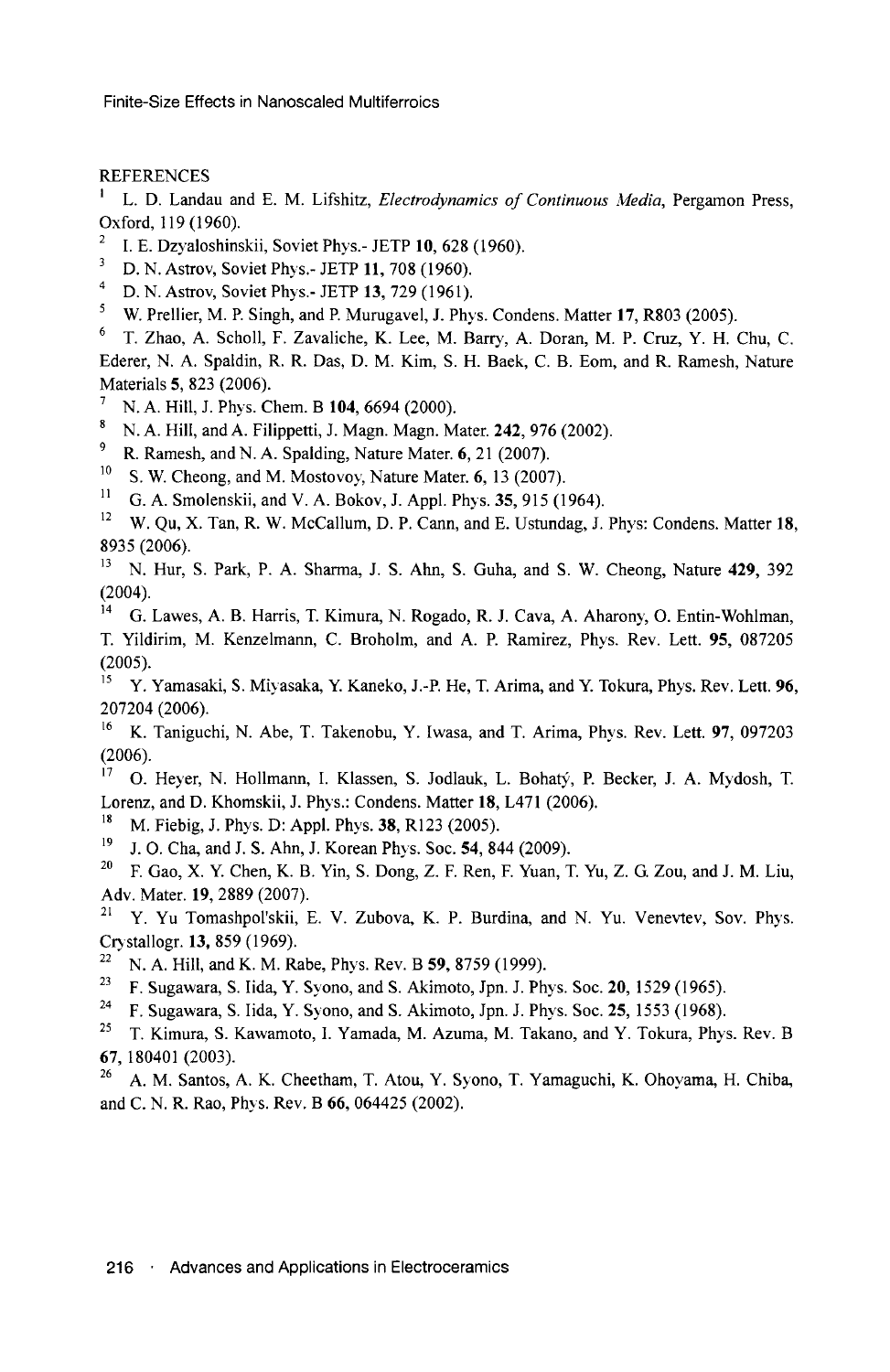REFERENCES

[1] L. D. Landau and E. M. Lifshitz, *Electrodynamics of Continuous Media*, Pergamon Press, Oxford, 119 (1960).

[2] I. E. Dzyaloshinskii, Soviet Phys.- JETP **10**, 628 (1960).

[3] D. N. Astrov, Soviet Phys.- JETP **11**, 708 (1960).

[4] D. N. Astrov, Soviet Phys.- JETP **13**, 729 (1961).

[5] W. Prellier, M. P. Singh, and P. Murugavel, J. Phys. Condens. Matter **17**, R803 (2005).

[6] T. Zhao, A. Scholl, F. Zavaliche, K. Lee, M. Barry, A. Doran, M. P. Cruz, Y. H. Chu, C. Ederer, N. A. Spaldin, R. R. Das, D. M. Kim, S. H. Baek, C. B. Eom, and R. Ramesh, Nature Materials **5**, 823 (2006).

[7] N. A. Hill, J. Phys. Chem. B **104**, 6694 (2000).

[8] N. A. Hill, and A. Filippetti, J. Magn. Magn. Mater. **242**, 976 (2002).

[9] R. Ramesh, and N. A. Spalding, Nature Mater. **6**, 21 (2007).

[10] S. W. Cheong, and M. Mostovoy, Nature Mater. **6**, 13 (2007).

[11] G. A. Smolenskii, and V. A. Bokov, J. Appl. Phys. **35**, 915 (1964).

[12] W. Qu, X. Tan, R. W. McCallum, D. P. Cann, and E. Ustundag, J. Phys: Condens. Matter **18**, 8935 (2006).

[13] N. Hur, S. Park, P. A. Sharma, J. S. Ahn, S. Guha, and S. W. Cheong, Nature **429**, 392 (2004).

[14] G. Lawes, A. B. Harris, T. Kimura, N. Rogado, R. J. Cava, A. Aharony, O. Entin-Wohlman, T. Yildirim, M. Kenzelmann, C. Broholm, and A. P. Ramirez, Phys. Rev. Lett. **95**, 087205 (2005).

[15] Y. Yamasaki, S. Miyasaka, Y. Kaneko, J.-P. He, T. Arima, and Y. Tokura, Phys. Rev. Lett. **96**, 207204 (2006).

[16] K. Taniguchi, N. Abe, T. Takenobu, Y. Iwasa, and T. Arima, Phys. Rev. Lett. **97**, 097203 (2006).

[17] O. Heyer, N. Hollmann, I. Klassen, S. Jodlauk, L. Bohatý, P. Becker, J. A. Mydosh, T. Lorenz, and D. Khomskii, J. Phys.: Condens. Matter **18**, L471 (2006).

[18] M. Fiebig, J. Phys. D: Appl. Phys. **38**, R123 (2005).

[19] J. O. Cha, and J. S. Ahn, J. Korean Phys. Soc. **54**, 844 (2009).

[20] F. Gao, X. Y. Chen, K. B. Yin, S. Dong, Z. F. Ren, F. Yuan, T. Yu, Z. G. Zou, and J. M. Liu, Adv. Mater. **19**, 2889 (2007).

[21] Y. Yu Tomashpol'skii, E. V. Zubova, K. P. Burdina, and N. Yu. Venevtev, Sov. Phys. Crystallogr. **13**, 859 (1969).

[22] N. A. Hill, and K. M. Rabe, Phys. Rev. B **59**, 8759 (1999).

[23] F. Sugawara, S. Iida, Y. Syono, and S. Akimoto, Jpn. J. Phys. Soc. **20**, 1529 (1965).

[24] F. Sugawara, S. Iida, Y. Syono, and S. Akimoto, Jpn. J. Phys. Soc. **25**, 1553 (1968).

[25] T. Kimura, S. Kawamoto, I. Yamada, M. Azuma, M. Takano, and Y. Tokura, Phys. Rev. B **67**, 180401 (2003).

[26] A. M. Santos, A. K. Cheetham, T. Atou, Y. Syono, T. Yamaguchi, K. Ohoyama, H. Chiba, and C. N. R. Rao, Phys. Rev. B **66**, 064425 (2002).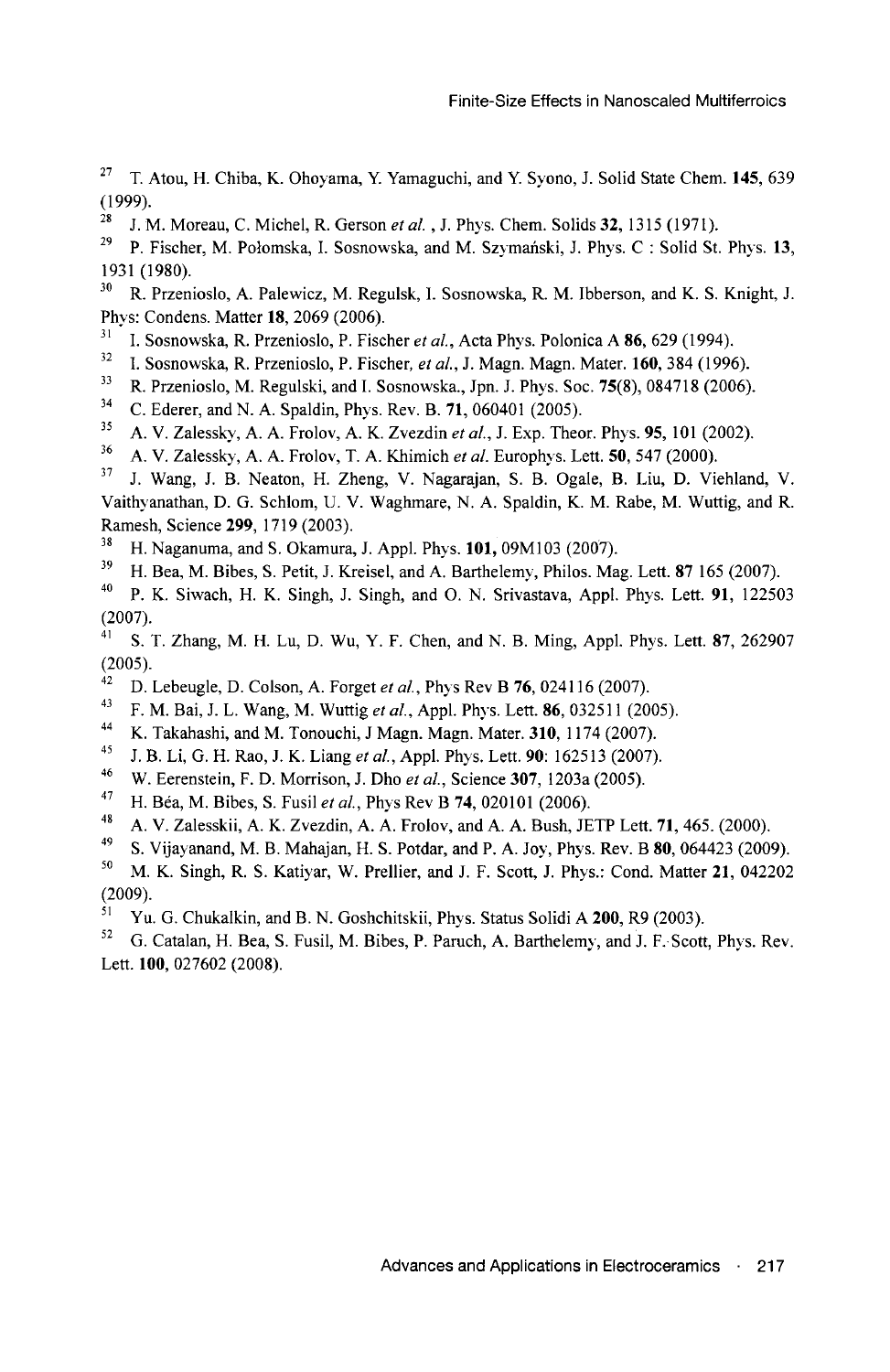[27] T. Atou, H. Chiba, K. Ohoyama, Y. Yamaguchi, and Y. Syono, J. Solid State Chem. **145**, 639 (1999).

[28] J. M. Moreau, C. Michel, R. Gerson *et al.* , J. Phys. Chem. Solids **32**, 1315 (1971).

[29] P. Fischer, M. Połomska, I. Sosnowska, and M. Szymański, J. Phys. C : Solid St. Phys. **13**, 1931 (1980).

[30] R. Przenioslo, A. Palewicz, M. Regulsk, I. Sosnowska, R. M. Ibberson, and K. S. Knight, J. Phys: Condens. Matter **18**, 2069 (2006).

[31] I. Sosnowska, R. Przenioslo, P. Fischer *et al.*, Acta Phys. Polonica A **86**, 629 (1994).

[32] I. Sosnowska, R. Przenioslo, P. Fischer, *et al.*, J. Magn. Magn. Mater. **160**, 384 (1996).

[33] R. Przenioslo, M. Regulski, and I. Sosnowska., Jpn. J. Phys. Soc. **75**(8), 084718 (2006).

[34] C. Ederer, and N. A. Spaldin, Phys. Rev. B. **71**, 060401 (2005).

[35] A. V. Zalessky, A. A. Frolov, A. K. Zvezdin *et al.*, J. Exp. Theor. Phys. **95**, 101 (2002).

[36] A. V. Zalessky, A. A. Frolov, T. A. Khimich *et al.* Europhys. Lett. **50**, 547 (2000).

[37] J. Wang, J. B. Neaton, H. Zheng, V. Nagarajan, S. B. Ogale, B. Liu, D. Viehland, V. Vaithyanathan, D. G. Schlom, U. V. Waghmare, N. A. Spaldin, K. M. Rabe, M. Wuttig, and R. Ramesh, Science **299**, 1719 (2003).

[38] H. Naganuma, and S. Okamura, J. Appl. Phys. **101,** 09M103 (2007).

[39] H. Bea, M. Bibes, S. Petit, J. Kreisel, and A. Barthelemy, Philos. Mag. Lett. **87** 165 (2007).

[40] P. K. Siwach, H. K. Singh, J. Singh, and O. N. Srivastava, Appl. Phys. Lett. **91**, 122503 (2007).

[41] S. T. Zhang, M. H. Lu, D. Wu, Y. F. Chen, and N. B. Ming, Appl. Phys. Lett. **87**, 262907 (2005).

[42] D. Lebeugle, D. Colson, A. Forget *et al.*, Phys Rev B **76**, 024116 (2007).

[43] F. M. Bai, J. L. Wang, M. Wuttig *et al.*, Appl. Phys. Lett. **86**, 032511 (2005).

[44] K. Takahashi, and M. Tonouchi, J Magn. Magn. Mater. **310**, 1174 (2007).

[45] J. B. Li, G. H. Rao, J. K. Liang *et al.*, Appl. Phys. Lett. **90**: 162513 (2007).

[46] W. Eerenstein, F. D. Morrison, J. Dho *et al.*, Science **307**, 1203a (2005).

[47] H. Béa, M. Bibes, S. Fusil *et al.*, Phys Rev B **74**, 020101 (2006).

[48] A. V. Zalesskii, A. K. Zvezdin, A. A. Frolov, and A. A. Bush, JETP Lett. **71**, 465. (2000).

[49] S. Vijayanand, M. B. Mahajan, H. S. Potdar, and P. A. Joy, Phys. Rev. B **80**, 064423 (2009).

[50] M. K. Singh, R. S. Katiyar, W. Prellier, and J. F. Scott, J. Phys.: Cond. Matter **21**, 042202 (2009).

[51] Yu. G. Chukalkin, and B. N. Goshchitskii, Phys. Status Solidi A **200**, R9 (2003).

[52] G. Catalan, H. Bea, S. Fusil, M. Bibes, P. Paruch, A. Barthelemy, and J. F. Scott, Phys. Rev. Lett. **100**, 027602 (2008).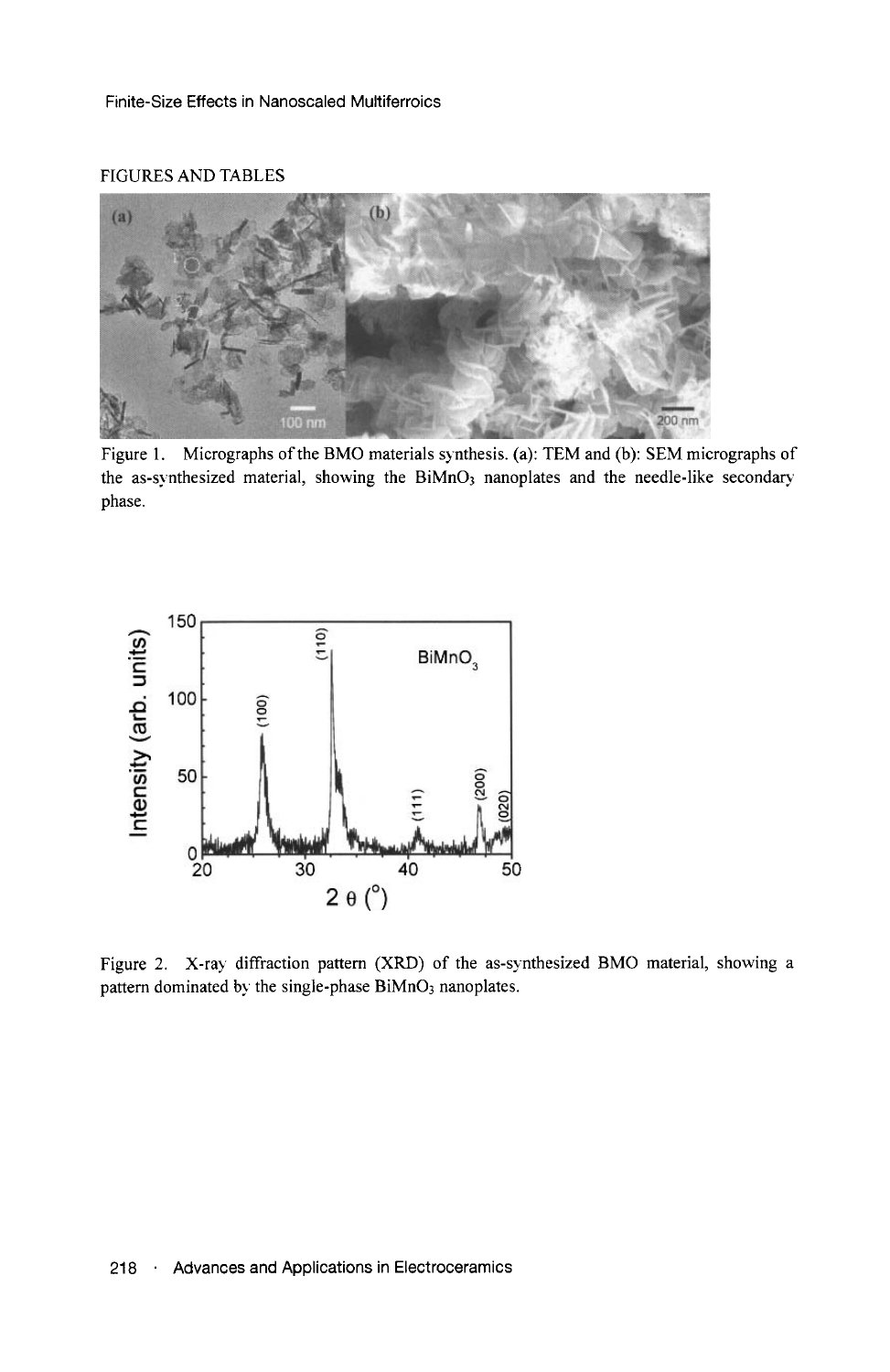FIGURES AND TABLES

Figure 1. Micrographs of the BMO materials synthesis. (a): TEM and (b): SEM micrographs of the as-synthesized material, showing the $BiMnO_3$ nanoplates and the needle-like secondary phase.

Figure 2. X-ray diffraction pattern (XRD) of the as-synthesized BMO material, showing a pattern dominated by the single-phase $BiMnO_3$ nanoplates.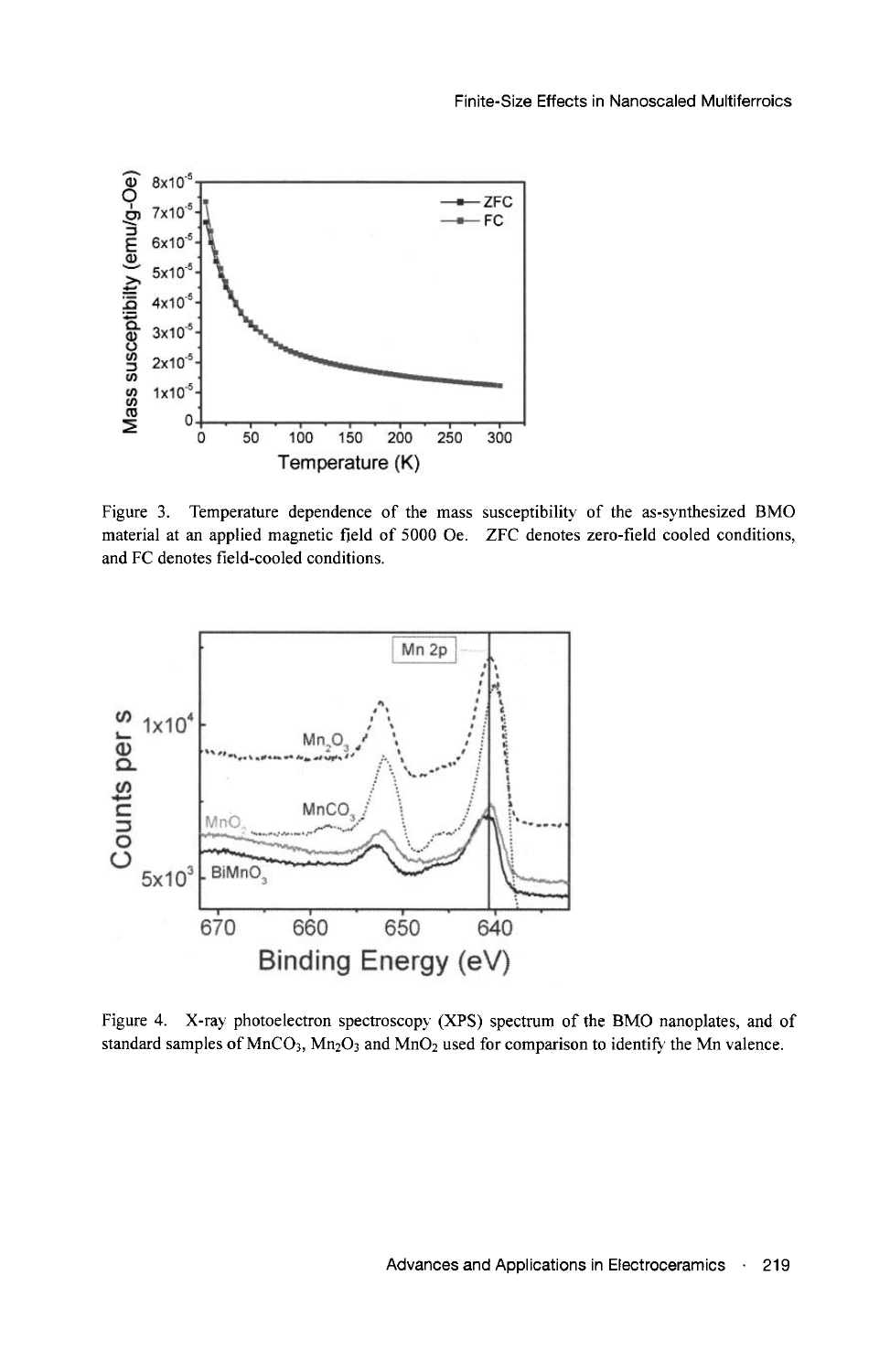Figure 3. Temperature dependence of the mass susceptibility of the as-synthesized BMO material at an applied magnetic field of 5000 Oe. ZFC denotes zero-field cooled conditions, and FC denotes field-cooled conditions.

Figure 4. X-ray photoelectron spectroscopy (XPS) spectrum of the BMO nanoplates, and of standard samples of $MnCO_3$, $Mn_2O_3$ and $MnO_2$ used for comparison to identify the Mn valence.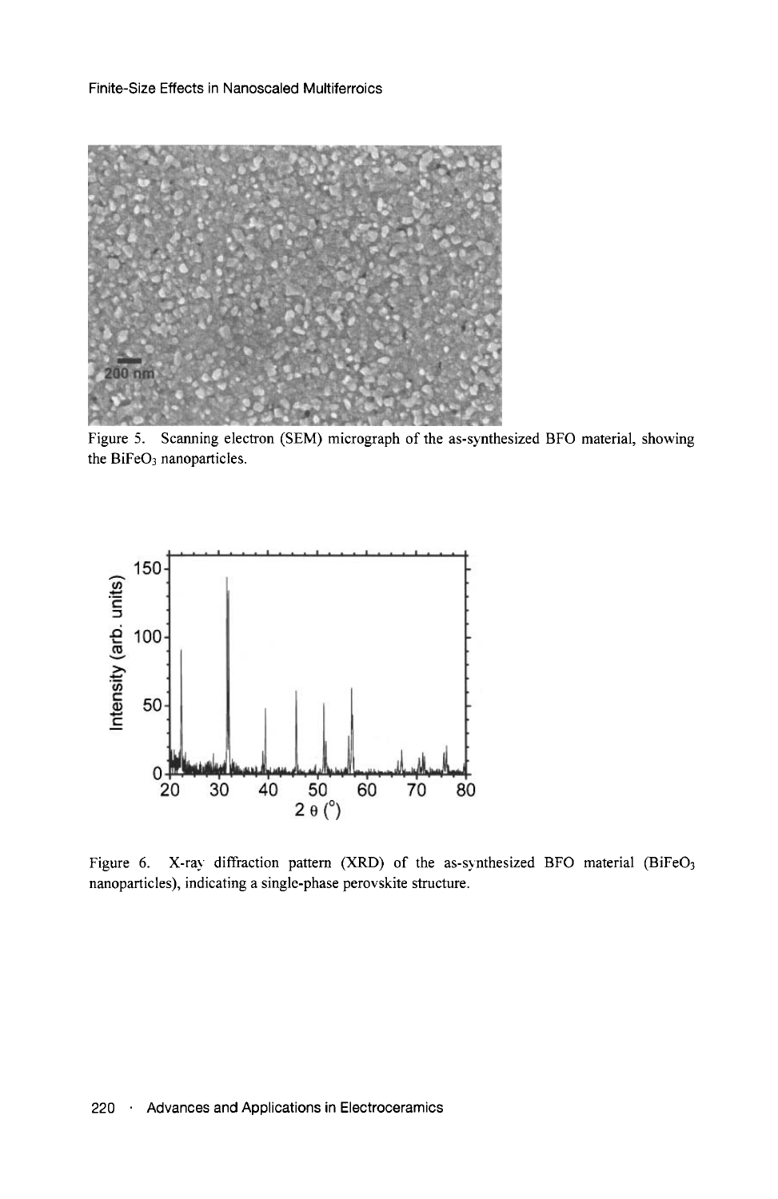Figure 5. Scanning electron (SEM) micrograph of the as-synthesized BFO material, showing the $BiFeO_3$ nanoparticles.

Figure 6. X-ray diffraction pattern (XRD) of the as-synthesized BFO material ($BiFeO_3$ nanoparticles), indicating a single-phase perovskite structure.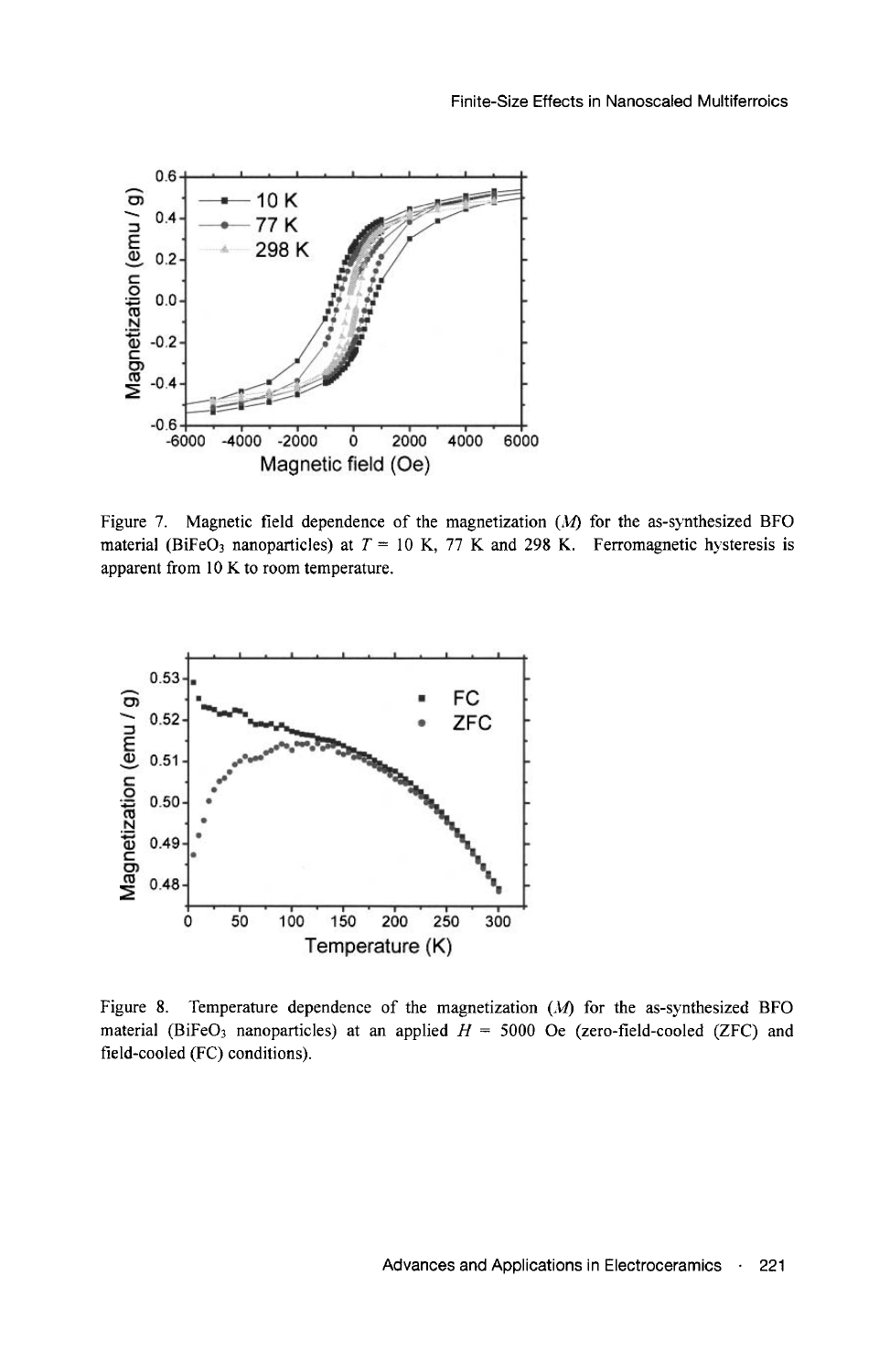Figure 7. Magnetic field dependence of the magnetization ($M$) for the as-synthesized BFO material ($BiFeO_3$ nanoparticles) at $T$ = 10 K, 77 K and 298 K. Ferromagnetic hysteresis is apparent from 10 K to room temperature.

Figure 8. Temperature dependence of the magnetization ($M$) for the as-synthesized BFO material ($BiFeO_3$ nanoparticles) at an applied $H$ = 5000 Oe (zero-field-cooled (ZFC) and field-cooled (FC) conditions).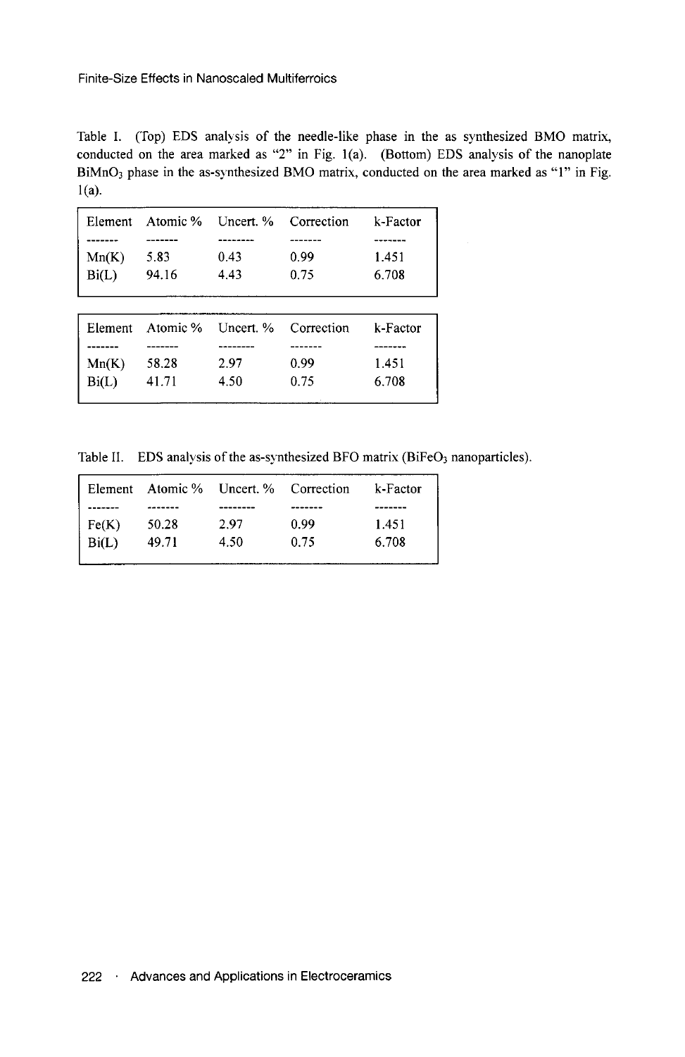Table I. (Top) EDS analysis of the needle-like phase in the as synthesized BMO matrix, conducted on the area marked as "2" in Fig. 1(a). (Bottom) EDS analysis of the nanoplate $BiMnO_3$ phase in the as-synthesized BMO matrix, conducted on the area marked as "1" in Fig. 1(a).

| Element | Atomic % | Uncert. % | Correction | k-Factor |
| --- | --- | --- | --- | --- |
| Mn(K) | 5.83 | 0.43 | 0.99 | 1.451 |
| Bi(L) | 94.16 | 4.43 | 0.75 | 6.708 |

| Element | Atomic % | Uncert. % | Correction | k-Factor |
| --- | --- | --- | --- | --- |
| Mn(K) | 58.28 | 2.97 | 0.99 | 1.451 |
| Bi(L) | 41.71 | 4.50 | 0.75 | 6.708 |

Table II. EDS analysis of the as-synthesized BFO matrix ($BiFeO_3$ nanoparticles).

| Element | Atomic % | Uncert. % | Correction | k-Factor |
| --- | --- | --- | --- | --- |
| Fe(K) | 50.28 | 2.97 | 0.99 | 1.451 |
| Bi(L) | 49.71 | 4.50 | 0.75 | 6.708 |